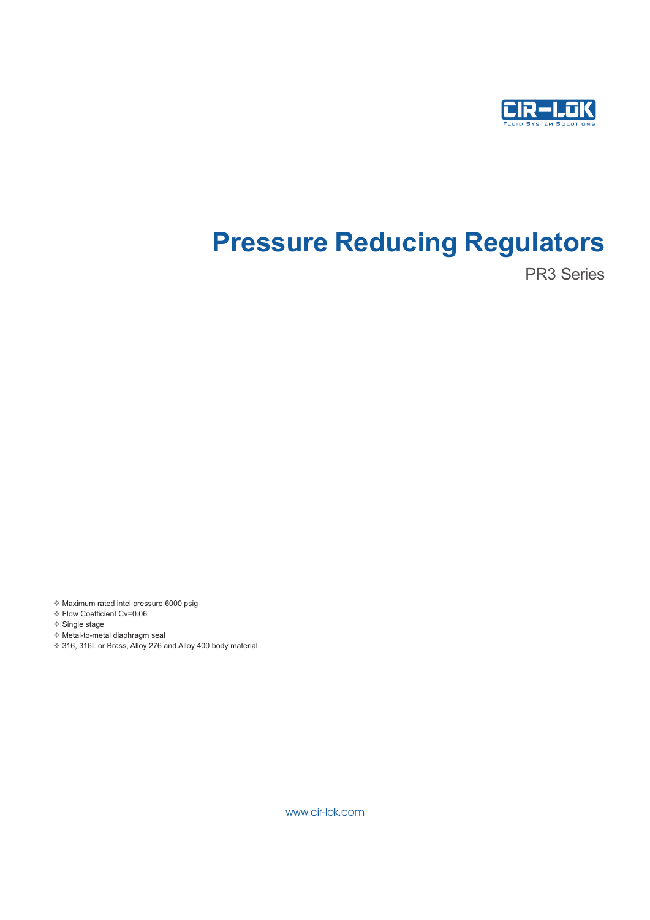CIR-LOK

FLUID SYSTEM SOLUTIONS

# Pressure Reducing Regulators

PR3 Series

- Maximum rated intel pressure 6000 psig
- Flow Coefficient Cv=0.06
- Single stage
- Metal-to-metal diaphragm seal
- 316, 316L or Brass, Alloy 276 and Alloy 400 body material

www.cir-lok.com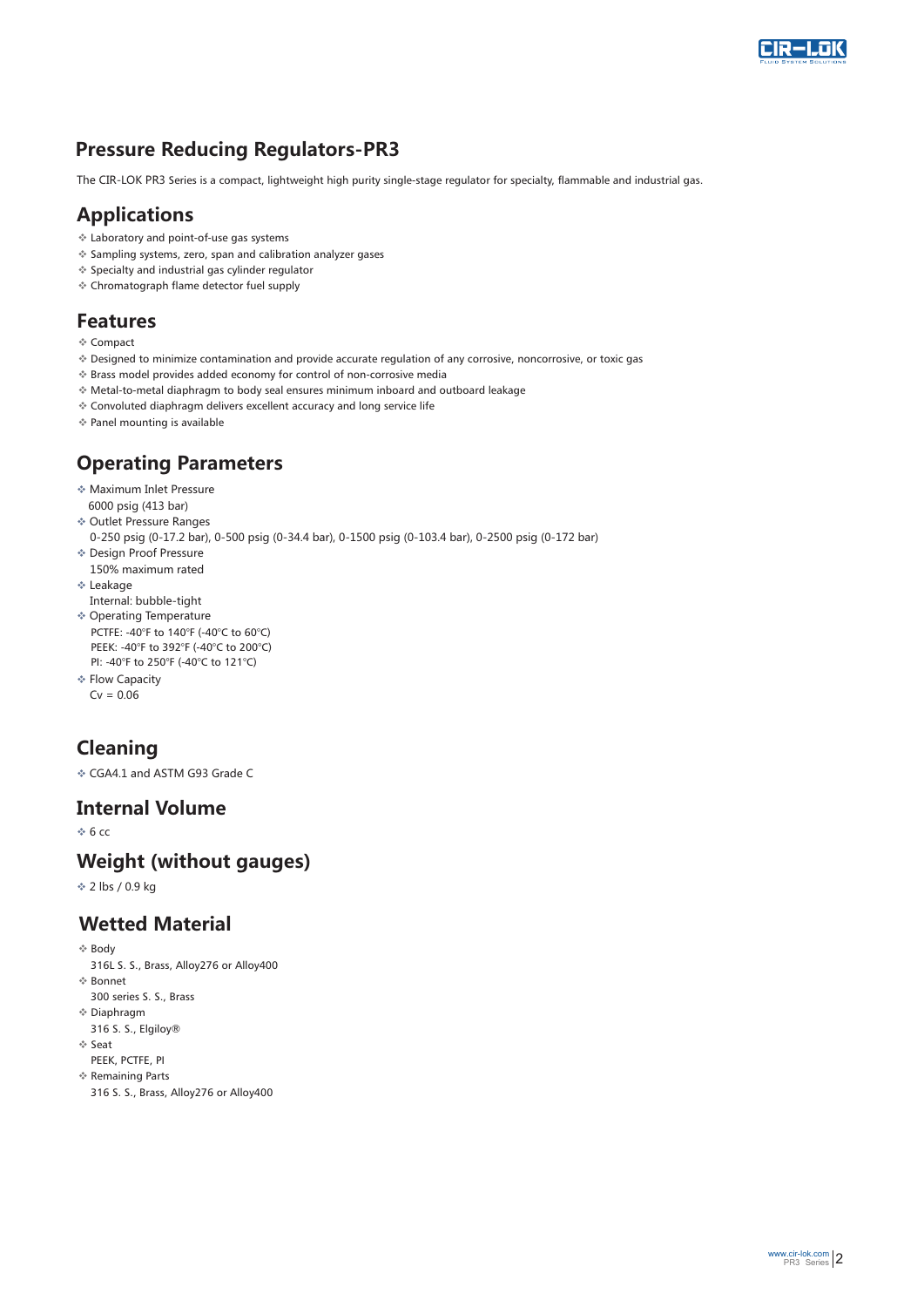# Pressure Reducing Regulators-PR3

The CIR-LOK PR3 Series is a compact, lightweight high purity single-stage regulator for specialty, flammable and industrial gas.

## Applications

- Laboratory and point-of-use gas systems
- Sampling systems, zero, span and calibration analyzer gases
- Specialty and industrial gas cylinder regulator
- Chromatograph flame detector fuel supply

## Features

- Compact
- Designed to minimize contamination and provide accurate regulation of any corrosive, noncorrosive, or toxic gas
- Brass model provides added economy for control of non-corrosive media
- Metal-to-metal diaphragm to body seal ensures minimum inboard and outboard leakage
- Convoluted diaphragm delivers excellent accuracy and long service life
- Panel mounting is available

## Operating Parameters

- Maximum Inlet Pressure
  6000 psig (413 bar)
- Outlet Pressure Ranges
  0-250 psig (0-17.2 bar), 0-500 psig (0-34.4 bar), 0-1500 psig (0-103.4 bar), 0-2500 psig (0-172 bar)
- Design Proof Pressure
  150% maximum rated
- Leakage
  Internal: bubble-tight
- Operating Temperature
  PCTFE: -40°F to 140°F (-40°C to 60°C)
  PEEK: -40°F to 392°F (-40°C to 200°C)
  PI: -40°F to 250°F (-40°C to 121°C)
- Flow Capacity
  Cv = 0.06

## Cleaning

- CGA4.1 and ASTM G93 Grade C

## Internal Volume

- 6 cc

## Weight (without gauges)

- 2 lbs / 0.9 kg

## Wetted Material

- Body
  316L S. S., Brass, Alloy276 or Alloy400
- Bonnet
  300 series S. S., Brass
- Diaphragm
  316 S. S., Elgiloy®
- Seat
  PEEK, PCTFE, PI
- Remaining Parts
  316 S. S., Brass, Alloy276 or Alloy400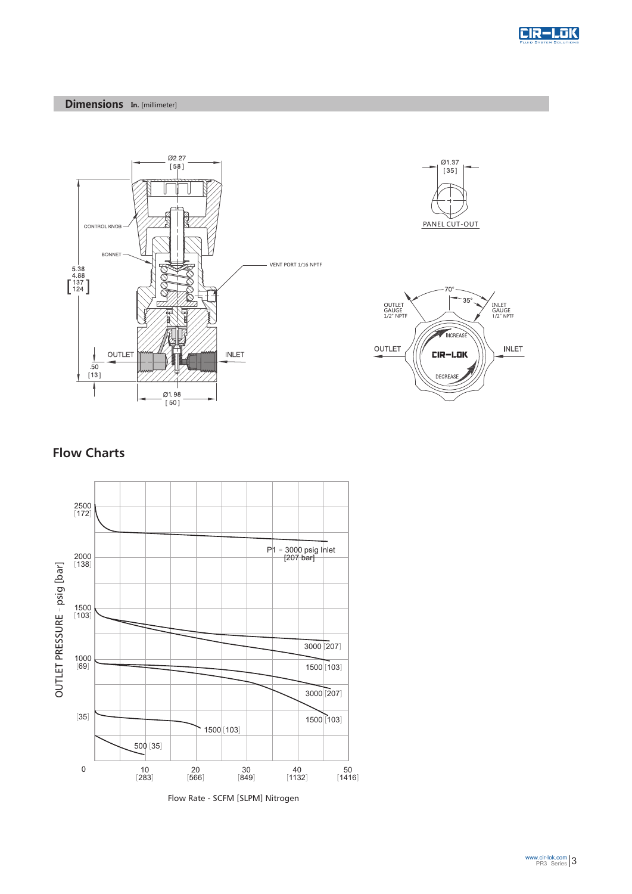## Dimensions In. [millimeter]

CONTROL KNOB

BONNET

VENT PORT 1/16 NPTF

Ø2.27 [58]

5.38 4.88 [137 124]

OUTLET

INLET

.50 [13]

Ø1.98 [50]

Ø1.37 [35]

PANEL CUT-OUT

70°

35°

OUTLET GAUGE 1/2" NPTF

INLET GAUGE 1/2" NPTF

OUTLET

INLET

INCREASE

DECREASE

## Flow Charts

OUTLET PRESSURE - psig [bar]

2500 [172]

2000 [138]

1500 [103]

1000 [69]

[35]

0

P1 = 3000 psig Inlet [207 bar]

3000 [207]

1500 [103]

3000 [207]

1500 [103]

1500 [103]

500 [35]

10 [283]

20 [566]

30 [849]

40 [1132]

50 [1416]

Flow Rate - SCFM [SLPM] Nitrogen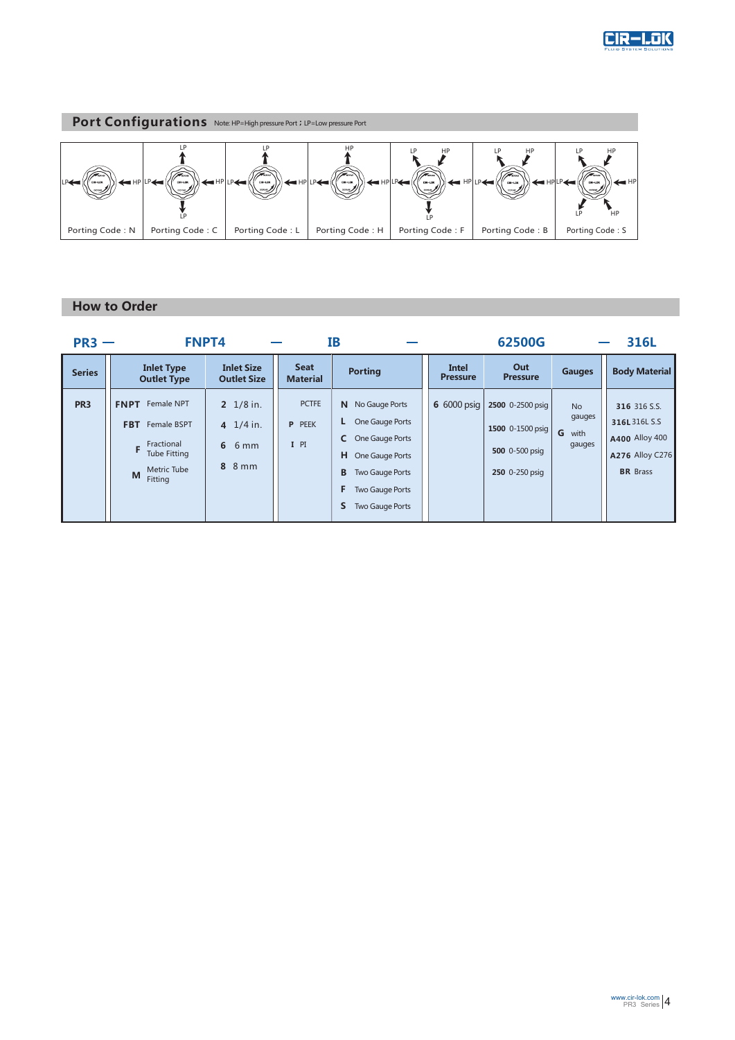## Port Configurations

Note: HP=High pressure Port ; LP=Low pressure Port

| Porting Code : N | Porting Code : C | Porting Code : L | Porting Code : H | Porting Code : F | Porting Code : B | Porting Code : S |
|---|---|---|---|---|---|---|
| LP ← ← HP | LP (top), LP (bottom), LP ← ← HP | LP (top), LP ← ← HP | HP (top), LP ← ← HP | LP, HP (top), LP (bottom), LP ← ← HP | LP, HP (top), LP ← ← HP | LP, HP (top), LP, HP (bottom), LP ← ← HP |

## How to Order

**PR3 — FNPT4 — IB — 62500G — 316L**

| Series | Inlet Type Outlet Type | Inlet Size Outlet Size | Seat Material | Porting | Intel Pressure | Out Pressure | Gauges | Body Material |
|---|---|---|---|---|---|---|---|---|
| **PR3** | **FNPT** Female NPT | **2** 1/8 in. | PCTFE | **N** No Gauge Ports | **6** 6000 psig | **2500** 0-2500 psig | No gauges | **316** 316 S.S. |
| | **FBT** Female BSPT | **4** 1/4 in. | **P** PEEK | **L** One Gauge Ports | | **1500** 0-1500 psig | **G** with gauges | **316L** 316L S.S |
| | **F** Fractional Tube Fitting | **6** 6 mm | **I** PI | **C** One Gauge Ports | | **500** 0-500 psig | | **A400** Alloy 400 |
| | **M** Metric Tube Fitting | **8** 8 mm | | **H** One Gauge Ports | | **250** 0-250 psig | | **A276** Alloy C276 |
| | | | | **B** Two Gauge Ports | | | | **BR** Brass |
| | | | | **F** Two Gauge Ports | | | | |
| | | | | **S** Two Gauge Ports | | | | |